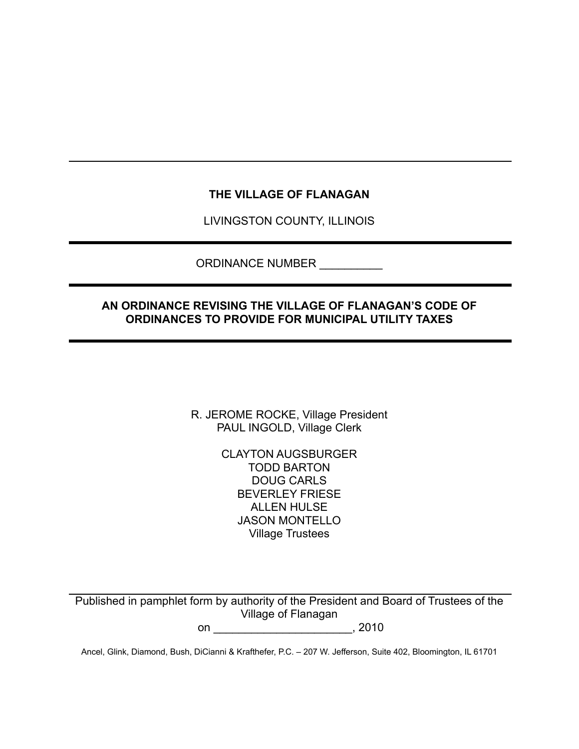---

**THE VILLAGE OF FLANAGAN**

LIVINGSTON COUNTY, ILLINOIS

---

ORDINANCE NUMBER __________

---

**AN ORDINANCE REVISING THE VILLAGE OF FLANAGAN'S CODE OF ORDINANCES TO PROVIDE FOR MUNICIPAL UTILITY TAXES**

---

R. JEROME ROCKE, Village President
PAUL INGOLD, Village Clerk

CLAYTON AUGSBURGER
TODD BARTON
DOUG CARLS
BEVERLEY FRIESE
ALLEN HULSE
JASON MONTELLO
Village Trustees

---

Published in pamphlet form by authority of the President and Board of Trustees of the Village of Flanagan
on ______________________, 2010

Ancel, Glink, Diamond, Bush, DiCianni & Krafthefer, P.C. – 207 W. Jefferson, Suite 402, Bloomington, IL 61701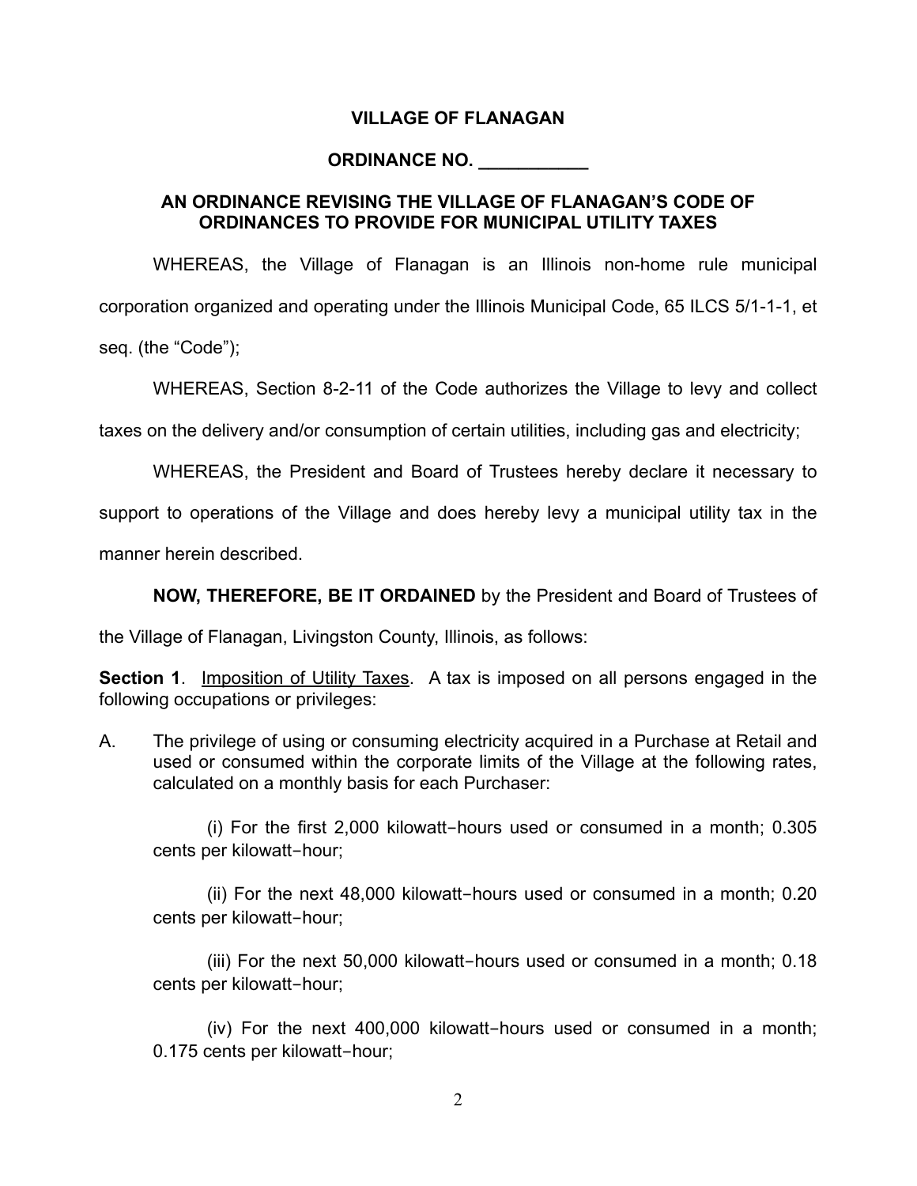**VILLAGE OF FLANAGAN**

**ORDINANCE NO. ___________**

**AN ORDINANCE REVISING THE VILLAGE OF FLANAGAN'S CODE OF ORDINANCES TO PROVIDE FOR MUNICIPAL UTILITY TAXES**

WHEREAS, the Village of Flanagan is an Illinois non-home rule municipal corporation organized and operating under the Illinois Municipal Code, 65 ILCS 5/1-1-1, et seq. (the "Code");

WHEREAS, Section 8-2-11 of the Code authorizes the Village to levy and collect taxes on the delivery and/or consumption of certain utilities, including gas and electricity;

WHEREAS, the President and Board of Trustees hereby declare it necessary to support to operations of the Village and does hereby levy a municipal utility tax in the manner herein described.

**NOW, THEREFORE, BE IT ORDAINED** by the President and Board of Trustees of the Village of Flanagan, Livingston County, Illinois, as follows:

**Section 1**. Imposition of Utility Taxes. A tax is imposed on all persons engaged in the following occupations or privileges:

A. The privilege of using or consuming electricity acquired in a Purchase at Retail and used or consumed within the corporate limits of the Village at the following rates, calculated on a monthly basis for each Purchaser:

(i) For the first 2,000 kilowatt-hours used or consumed in a month; 0.305 cents per kilowatt-hour;

(ii) For the next 48,000 kilowatt-hours used or consumed in a month; 0.20 cents per kilowatt-hour;

(iii) For the next 50,000 kilowatt-hours used or consumed in a month; 0.18 cents per kilowatt-hour;

(iv) For the next 400,000 kilowatt-hours used or consumed in a month; 0.175 cents per kilowatt-hour;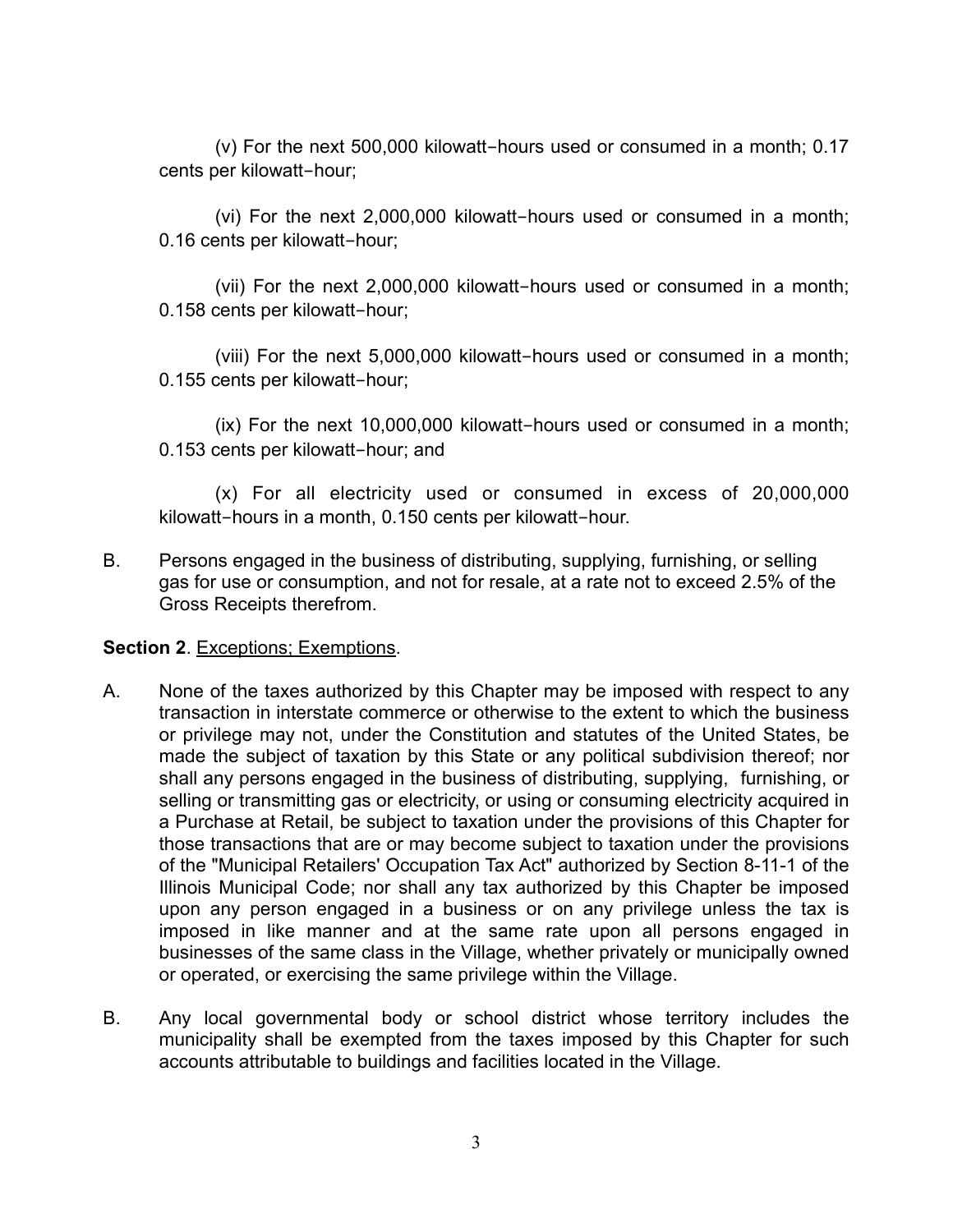(v) For the next 500,000 kilowatt‑hours used or consumed in a month; 0.17 cents per kilowatt‑hour;

(vi) For the next 2,000,000 kilowatt‑hours used or consumed in a month; 0.16 cents per kilowatt‑hour;

(vii) For the next 2,000,000 kilowatt‑hours used or consumed in a month; 0.158 cents per kilowatt‑hour;

(viii) For the next 5,000,000 kilowatt‑hours used or consumed in a month; 0.155 cents per kilowatt‑hour;

(ix) For the next 10,000,000 kilowatt‑hours used or consumed in a month; 0.153 cents per kilowatt‑hour; and

(x) For all electricity used or consumed in excess of 20,000,000 kilowatt‑hours in a month, 0.150 cents per kilowatt‑hour.

B. Persons engaged in the business of distributing, supplying, furnishing, or selling gas for use or consumption, and not for resale, at a rate not to exceed 2.5% of the Gross Receipts therefrom.

**Section 2**. Exceptions; Exemptions.

A. None of the taxes authorized by this Chapter may be imposed with respect to any transaction in interstate commerce or otherwise to the extent to which the business or privilege may not, under the Constitution and statutes of the United States, be made the subject of taxation by this State or any political subdivision thereof; nor shall any persons engaged in the business of distributing, supplying, furnishing, or selling or transmitting gas or electricity, or using or consuming electricity acquired in a Purchase at Retail, be subject to taxation under the provisions of this Chapter for those transactions that are or may become subject to taxation under the provisions of the "Municipal Retailers' Occupation Tax Act" authorized by Section 8-11-1 of the Illinois Municipal Code; nor shall any tax authorized by this Chapter be imposed upon any person engaged in a business or on any privilege unless the tax is imposed in like manner and at the same rate upon all persons engaged in businesses of the same class in the Village, whether privately or municipally owned or operated, or exercising the same privilege within the Village.

B. Any local governmental body or school district whose territory includes the municipality shall be exempted from the taxes imposed by this Chapter for such accounts attributable to buildings and facilities located in the Village.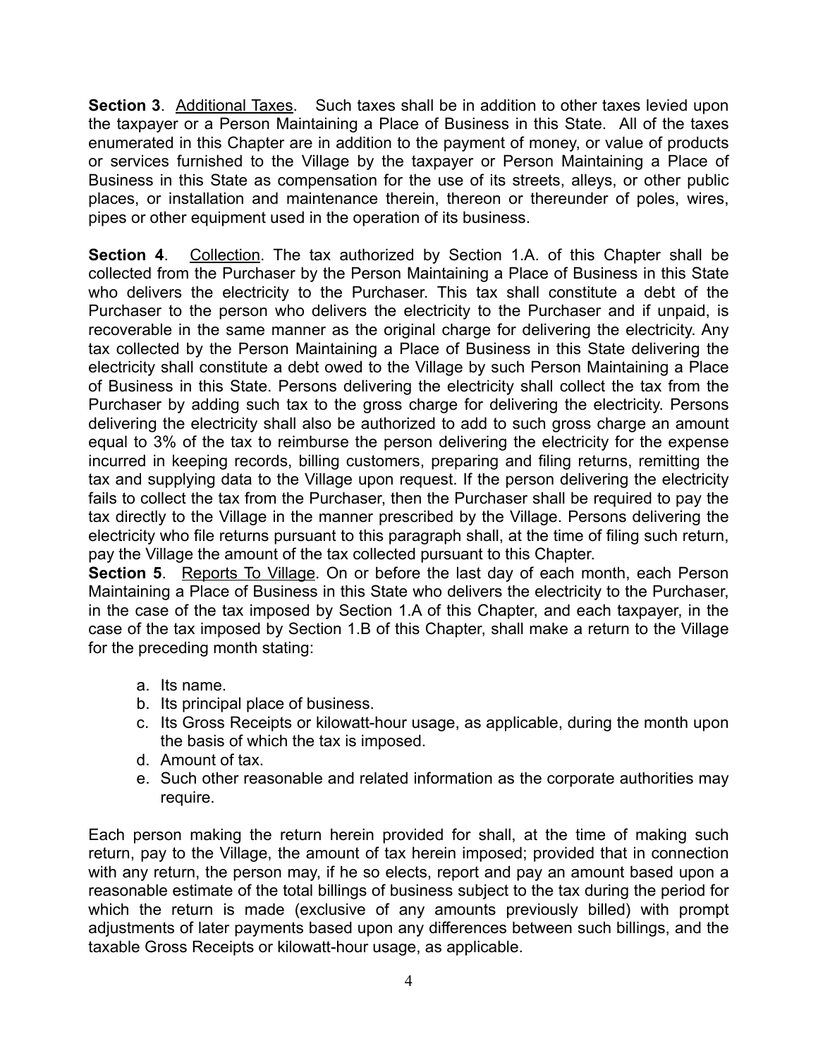**Section 3**. Additional Taxes. Such taxes shall be in addition to other taxes levied upon the taxpayer or a Person Maintaining a Place of Business in this State. All of the taxes enumerated in this Chapter are in addition to the payment of money, or value of products or services furnished to the Village by the taxpayer or Person Maintaining a Place of Business in this State as compensation for the use of its streets, alleys, or other public places, or installation and maintenance therein, thereon or thereunder of poles, wires, pipes or other equipment used in the operation of its business.

**Section 4**. Collection. The tax authorized by Section 1.A. of this Chapter shall be collected from the Purchaser by the Person Maintaining a Place of Business in this State who delivers the electricity to the Purchaser. This tax shall constitute a debt of the Purchaser to the person who delivers the electricity to the Purchaser and if unpaid, is recoverable in the same manner as the original charge for delivering the electricity. Any tax collected by the Person Maintaining a Place of Business in this State delivering the electricity shall constitute a debt owed to the Village by such Person Maintaining a Place of Business in this State. Persons delivering the electricity shall collect the tax from the Purchaser by adding such tax to the gross charge for delivering the electricity. Persons delivering the electricity shall also be authorized to add to such gross charge an amount equal to 3% of the tax to reimburse the person delivering the electricity for the expense incurred in keeping records, billing customers, preparing and filing returns, remitting the tax and supplying data to the Village upon request. If the person delivering the electricity fails to collect the tax from the Purchaser, then the Purchaser shall be required to pay the tax directly to the Village in the manner prescribed by the Village. Persons delivering the electricity who file returns pursuant to this paragraph shall, at the time of filing such return, pay the Village the amount of the tax collected pursuant to this Chapter.

**Section 5**. Reports To Village. On or before the last day of each month, each Person Maintaining a Place of Business in this State who delivers the electricity to the Purchaser, in the case of the tax imposed by Section 1.A of this Chapter, and each taxpayer, in the case of the tax imposed by Section 1.B of this Chapter, shall make a return to the Village for the preceding month stating:

a. Its name.
b. Its principal place of business.
c. Its Gross Receipts or kilowatt-hour usage, as applicable, during the month upon the basis of which the tax is imposed.
d. Amount of tax.
e. Such other reasonable and related information as the corporate authorities may require.

Each person making the return herein provided for shall, at the time of making such return, pay to the Village, the amount of tax herein imposed; provided that in connection with any return, the person may, if he so elects, report and pay an amount based upon a reasonable estimate of the total billings of business subject to the tax during the period for which the return is made (exclusive of any amounts previously billed) with prompt adjustments of later payments based upon any differences between such billings, and the taxable Gross Receipts or kilowatt-hour usage, as applicable.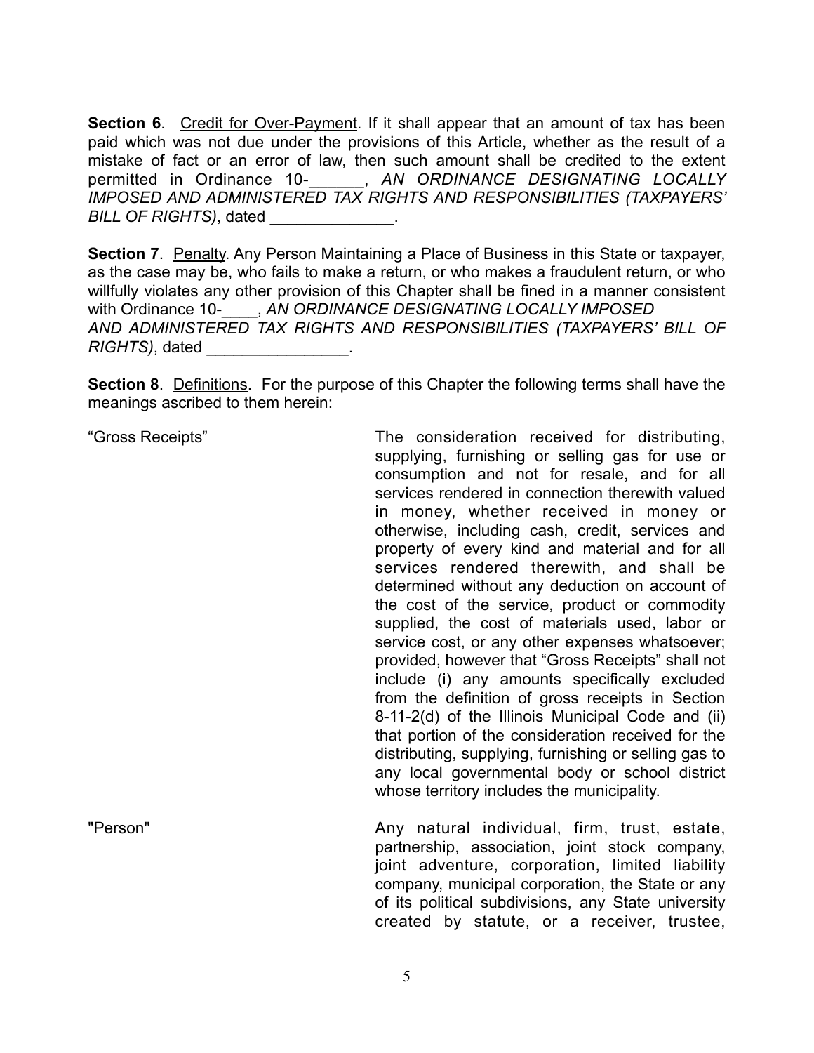**Section 6**. <u>Credit for Over-Payment</u>. If it shall appear that an amount of tax has been paid which was not due under the provisions of this Article, whether as the result of a mistake of fact or an error of law, then such amount shall be credited to the extent permitted in Ordinance 10-______, *AN ORDINANCE DESIGNATING LOCALLY IMPOSED AND ADMINISTERED TAX RIGHTS AND RESPONSIBILITIES (TAXPAYERS' BILL OF RIGHTS)*, dated ______________.

**Section 7**. <u>Penalty</u>. Any Person Maintaining a Place of Business in this State or taxpayer, as the case may be, who fails to make a return, or who makes a fraudulent return, or who willfully violates any other provision of this Chapter shall be fined in a manner consistent with Ordinance 10-____, *AN ORDINANCE DESIGNATING LOCALLY IMPOSED AND ADMINISTERED TAX RIGHTS AND RESPONSIBILITIES (TAXPAYERS' BILL OF RIGHTS)*, dated ________________.

**Section 8**. <u>Definitions</u>. For the purpose of this Chapter the following terms shall have the meanings ascribed to them herein:

"Gross Receipts" — The consideration received for distributing, supplying, furnishing or selling gas for use or consumption and not for resale, and for all services rendered in connection therewith valued in money, whether received in money or otherwise, including cash, credit, services and property of every kind and material and for all services rendered therewith, and shall be determined without any deduction on account of the cost of the service, product or commodity supplied, the cost of materials used, labor or service cost, or any other expenses whatsoever; provided, however that "Gross Receipts" shall not include (i) any amounts specifically excluded from the definition of gross receipts in Section 8-11-2(d) of the Illinois Municipal Code and (ii) that portion of the consideration received for the distributing, supplying, furnishing or selling gas to any local governmental body or school district whose territory includes the municipality.

"Person" — Any natural individual, firm, trust, estate, partnership, association, joint stock company, joint adventure, corporation, limited liability company, municipal corporation, the State or any of its political subdivisions, any State university created by statute, or a receiver, trustee,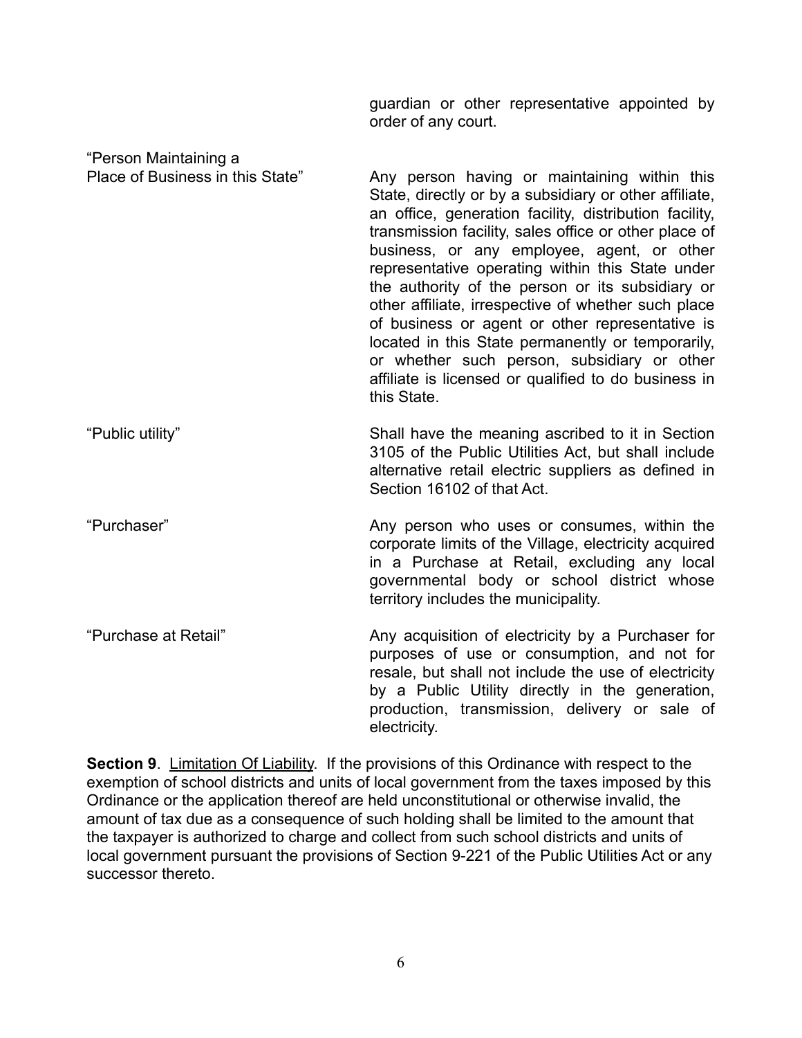guardian or other representative appointed by order of any court.

| | |
|---|---|
| "Person Maintaining a Place of Business in this State" | Any person having or maintaining within this State, directly or by a subsidiary or other affiliate, an office, generation facility, distribution facility, transmission facility, sales office or other place of business, or any employee, agent, or other representative operating within this State under the authority of the person or its subsidiary or other affiliate, irrespective of whether such place of business or agent or other representative is located in this State permanently or temporarily, or whether such person, subsidiary or other affiliate is licensed or qualified to do business in this State. |
| "Public utility" | Shall have the meaning ascribed to it in Section 3105 of the Public Utilities Act, but shall include alternative retail electric suppliers as defined in Section 16102 of that Act. |
| "Purchaser" | Any person who uses or consumes, within the corporate limits of the Village, electricity acquired in a Purchase at Retail, excluding any local governmental body or school district whose territory includes the municipality. |
| "Purchase at Retail" | Any acquisition of electricity by a Purchaser for purposes of use or consumption, and not for resale, but shall not include the use of electricity by a Public Utility directly in the generation, production, transmission, delivery or sale of electricity. |

**Section 9**. Limitation Of Liability. If the provisions of this Ordinance with respect to the exemption of school districts and units of local government from the taxes imposed by this Ordinance or the application thereof are held unconstitutional or otherwise invalid, the amount of tax due as a consequence of such holding shall be limited to the amount that the taxpayer is authorized to charge and collect from such school districts and units of local government pursuant the provisions of Section 9-221 of the Public Utilities Act or any successor thereto.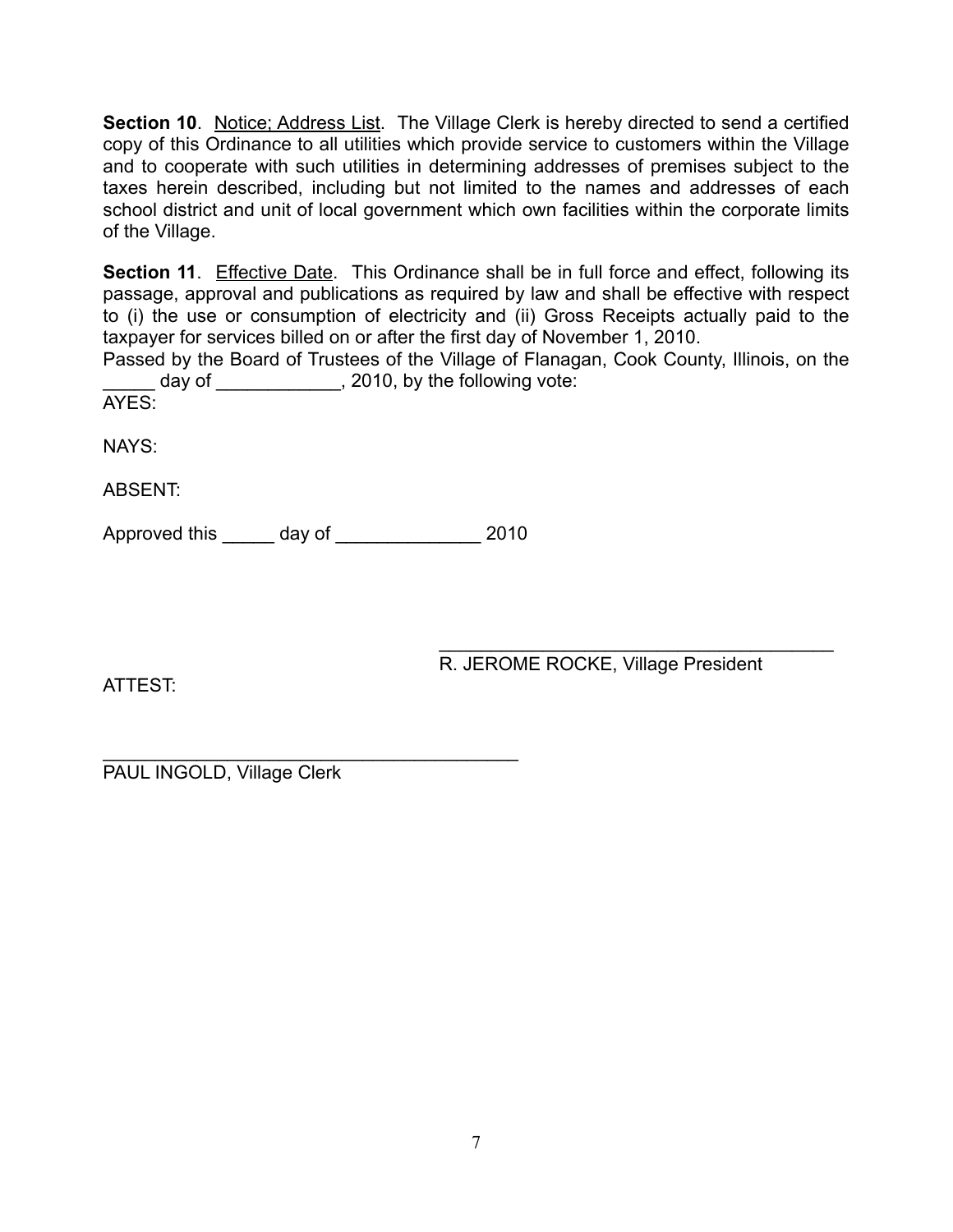**Section 10**. Notice; Address List. The Village Clerk is hereby directed to send a certified copy of this Ordinance to all utilities which provide service to customers within the Village and to cooperate with such utilities in determining addresses of premises subject to the taxes herein described, including but not limited to the names and addresses of each school district and unit of local government which own facilities within the corporate limits of the Village.

**Section 11**. Effective Date. This Ordinance shall be in full force and effect, following its passage, approval and publications as required by law and shall be effective with respect to (i) the use or consumption of electricity and (ii) Gross Receipts actually paid to the taxpayer for services billed on or after the first day of November 1, 2010.

Passed by the Board of Trustees of the Village of Flanagan, Cook County, Illinois, on the _____ day of ____________, 2010, by the following vote:

AYES:

NAYS:

ABSENT:

Approved this _____ day of ______________ 2010

________________________________________
R. JEROME ROCKE, Village President

ATTEST:

________________________________________
PAUL INGOLD, Village Clerk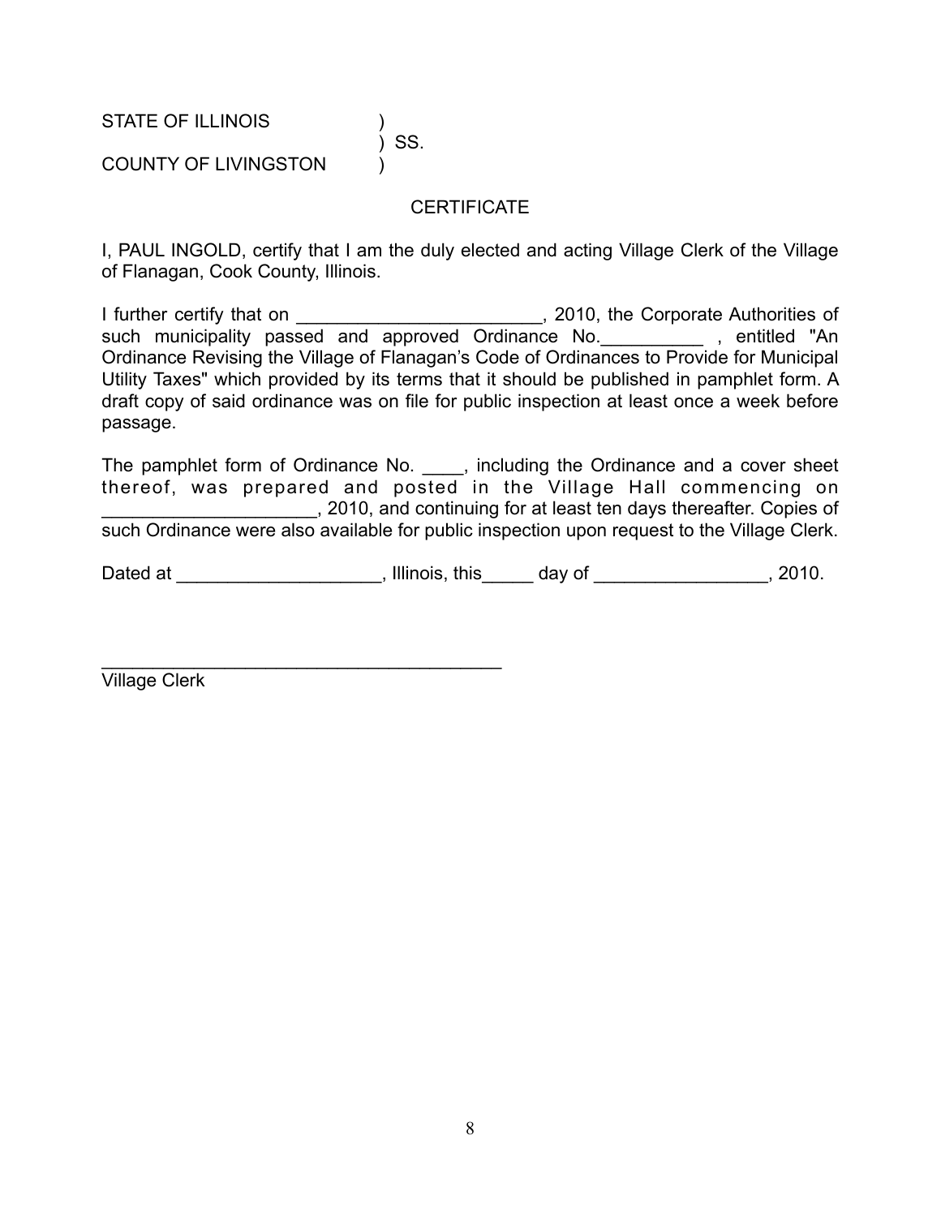STATE OF ILLINOIS )
) SS.
COUNTY OF LIVINGSTON )

CERTIFICATE

I, PAUL INGOLD, certify that I am the duly elected and acting Village Clerk of the Village of Flanagan, Cook County, Illinois.

I further certify that on ________________________, 2010, the Corporate Authorities of such municipality passed and approved Ordinance No.__________ , entitled "An Ordinance Revising the Village of Flanagan's Code of Ordinances to Provide for Municipal Utility Taxes" which provided by its terms that it should be published in pamphlet form. A draft copy of said ordinance was on file for public inspection at least once a week before passage.

The pamphlet form of Ordinance No. ____, including the Ordinance and a cover sheet thereof, was prepared and posted in the Village Hall commencing on ____________________, 2010, and continuing for at least ten days thereafter. Copies of such Ordinance were also available for public inspection upon request to the Village Clerk.

Dated at ___________________, Illinois, this_____ day of ________________, 2010.

_______________________________________
Village Clerk